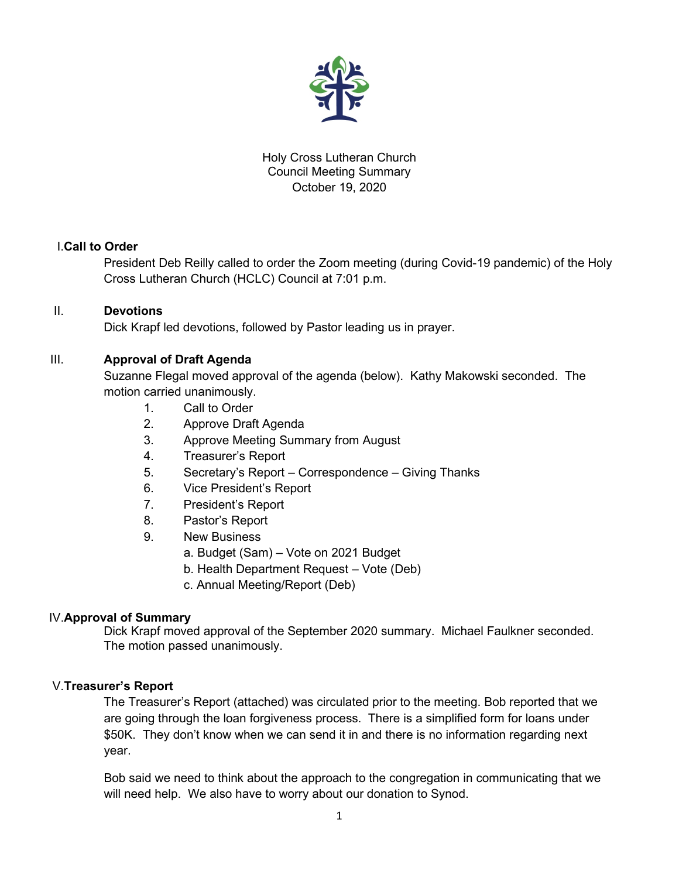Holy Cross Lutheran Church
Council Meeting Summary
October 19, 2020

## I. Call to Order

President Deb Reilly called to order the Zoom meeting (during Covid-19 pandemic) of the Holy Cross Lutheran Church (HCLC) Council at 7:01 p.m.

## II. Devotions

Dick Krapf led devotions, followed by Pastor leading us in prayer.

## III. Approval of Draft Agenda

Suzanne Flegal moved approval of the agenda (below). Kathy Makowski seconded. The motion carried unanimously.

1. Call to Order
2. Approve Draft Agenda
3. Approve Meeting Summary from August
4. Treasurer's Report
5. Secretary's Report – Correspondence – Giving Thanks
6. Vice President's Report
7. President's Report
8. Pastor's Report
9. New Business
   - a. Budget (Sam) – Vote on 2021 Budget
   - b. Health Department Request – Vote (Deb)
   - c. Annual Meeting/Report (Deb)

## IV. Approval of Summary

Dick Krapf moved approval of the September 2020 summary. Michael Faulkner seconded. The motion passed unanimously.

## V. Treasurer's Report

The Treasurer's Report (attached) was circulated prior to the meeting. Bob reported that we are going through the loan forgiveness process. There is a simplified form for loans under $50K. They don't know when we can send it in and there is no information regarding next year.

Bob said we need to think about the approach to the congregation in communicating that we will need help. We also have to worry about our donation to Synod.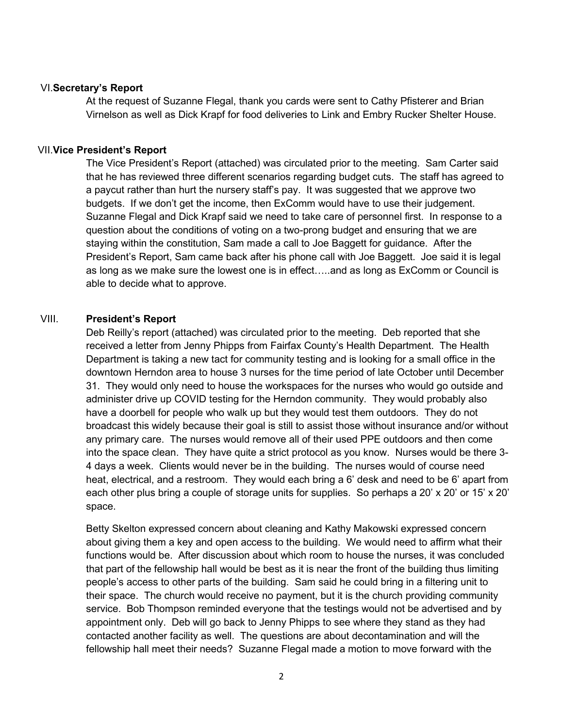## VI. Secretary's Report

At the request of Suzanne Flegal, thank you cards were sent to Cathy Pfisterer and Brian Virnelson as well as Dick Krapf for food deliveries to Link and Embry Rucker Shelter House.

## VII. Vice President's Report

The Vice President's Report (attached) was circulated prior to the meeting. Sam Carter said that he has reviewed three different scenarios regarding budget cuts. The staff has agreed to a paycut rather than hurt the nursery staff's pay. It was suggested that we approve two budgets. If we don't get the income, then ExComm would have to use their judgement. Suzanne Flegal and Dick Krapf said we need to take care of personnel first. In response to a question about the conditions of voting on a two-prong budget and ensuring that we are staying within the constitution, Sam made a call to Joe Baggett for guidance. After the President's Report, Sam came back after his phone call with Joe Baggett. Joe said it is legal as long as we make sure the lowest one is in effect…..and as long as ExComm or Council is able to decide what to approve.

## VIII. President's Report

Deb Reilly's report (attached) was circulated prior to the meeting. Deb reported that she received a letter from Jenny Phipps from Fairfax County's Health Department. The Health Department is taking a new tact for community testing and is looking for a small office in the downtown Herndon area to house 3 nurses for the time period of late October until December 31. They would only need to house the workspaces for the nurses who would go outside and administer drive up COVID testing for the Herndon community. They would probably also have a doorbell for people who walk up but they would test them outdoors. They do not broadcast this widely because their goal is still to assist those without insurance and/or without any primary care. The nurses would remove all of their used PPE outdoors and then come into the space clean. They have quite a strict protocol as you know. Nurses would be there 3-4 days a week. Clients would never be in the building. The nurses would of course need heat, electrical, and a restroom. They would each bring a 6' desk and need to be 6' apart from each other plus bring a couple of storage units for supplies. So perhaps a 20' x 20' or 15' x 20' space.

Betty Skelton expressed concern about cleaning and Kathy Makowski expressed concern about giving them a key and open access to the building. We would need to affirm what their functions would be. After discussion about which room to house the nurses, it was concluded that part of the fellowship hall would be best as it is near the front of the building thus limiting people's access to other parts of the building. Sam said he could bring in a filtering unit to their space. The church would receive no payment, but it is the church providing community service. Bob Thompson reminded everyone that the testings would not be advertised and by appointment only. Deb will go back to Jenny Phipps to see where they stand as they had contacted another facility as well. The questions are about decontamination and will the fellowship hall meet their needs? Suzanne Flegal made a motion to move forward with the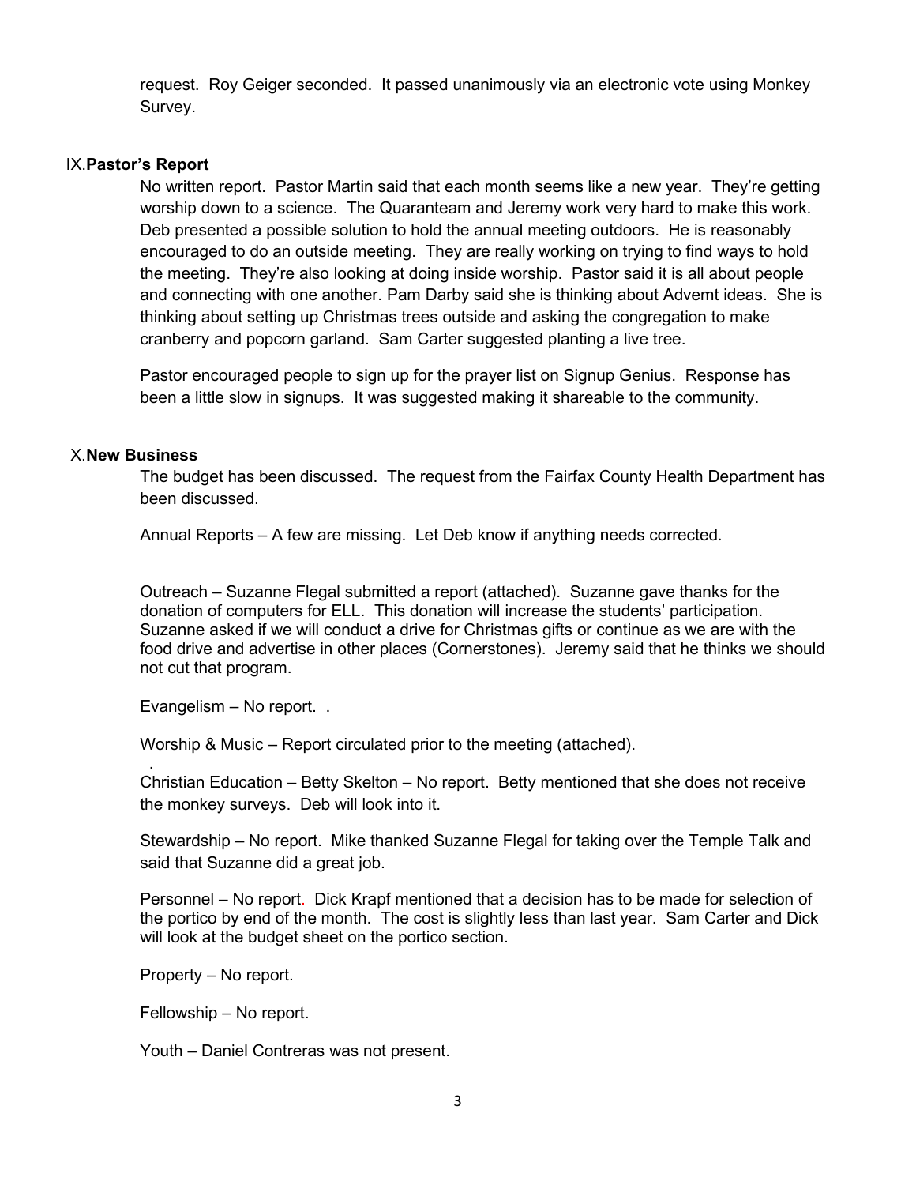request. Roy Geiger seconded. It passed unanimously via an electronic vote using Monkey Survey.

## IX. Pastor's Report

No written report. Pastor Martin said that each month seems like a new year. They're getting worship down to a science. The Quaranteam and Jeremy work very hard to make this work. Deb presented a possible solution to hold the annual meeting outdoors. He is reasonably encouraged to do an outside meeting. They are really working on trying to find ways to hold the meeting. They're also looking at doing inside worship. Pastor said it is all about people and connecting with one another. Pam Darby said she is thinking about Advemt ideas. She is thinking about setting up Christmas trees outside and asking the congregation to make cranberry and popcorn garland. Sam Carter suggested planting a live tree.

Pastor encouraged people to sign up for the prayer list on Signup Genius. Response has been a little slow in signups. It was suggested making it shareable to the community.

## X. New Business

The budget has been discussed. The request from the Fairfax County Health Department has been discussed.

Annual Reports – A few are missing. Let Deb know if anything needs corrected.

Outreach – Suzanne Flegal submitted a report (attached). Suzanne gave thanks for the donation of computers for ELL. This donation will increase the students' participation. Suzanne asked if we will conduct a drive for Christmas gifts or continue as we are with the food drive and advertise in other places (Cornerstones). Jeremy said that he thinks we should not cut that program.

Evangelism – No report. .

Worship & Music – Report circulated prior to the meeting (attached).

Christian Education – Betty Skelton – No report. Betty mentioned that she does not receive the monkey surveys. Deb will look into it.

Stewardship – No report. Mike thanked Suzanne Flegal for taking over the Temple Talk and said that Suzanne did a great job.

Personnel – No report. Dick Krapf mentioned that a decision has to be made for selection of the portico by end of the month. The cost is slightly less than last year. Sam Carter and Dick will look at the budget sheet on the portico section.

Property – No report.

Fellowship – No report.

Youth – Daniel Contreras was not present.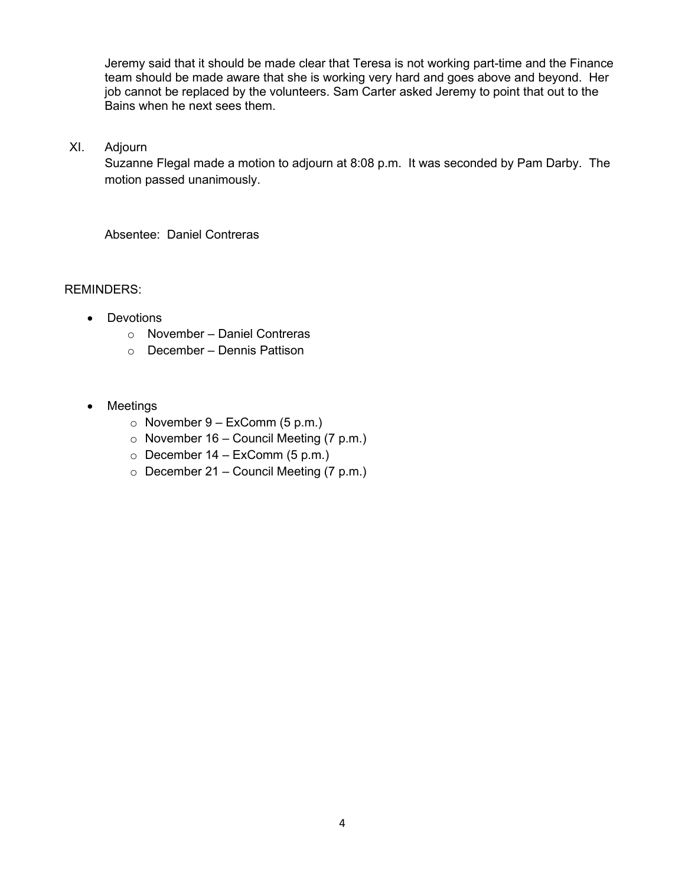Jeremy said that it should be made clear that Teresa is not working part-time and the Finance team should be made aware that she is working very hard and goes above and beyond. Her job cannot be replaced by the volunteers. Sam Carter asked Jeremy to point that out to the Bains when he next sees them.

XI. Adjourn

Suzanne Flegal made a motion to adjourn at 8:08 p.m. It was seconded by Pam Darby. The motion passed unanimously.

Absentee: Daniel Contreras

REMINDERS:

- Devotions
  - November – Daniel Contreras
  - December – Dennis Pattison

- Meetings
  - November 9 – ExComm (5 p.m.)
  - November 16 – Council Meeting (7 p.m.)
  - December 14 – ExComm (5 p.m.)
  - December 21 – Council Meeting (7 p.m.)